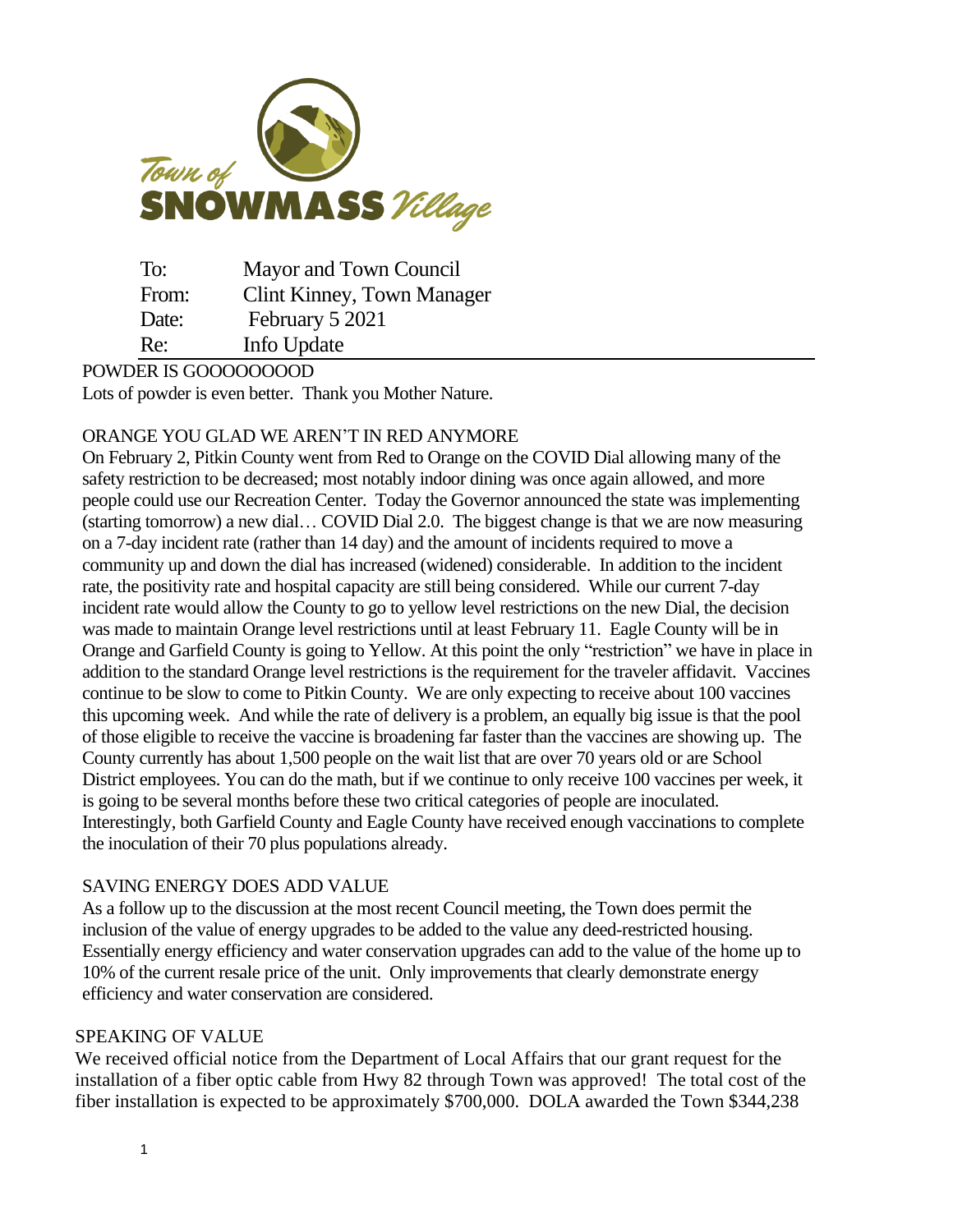Town of SNOWMASS Village

| | |
|---|---|
| To: | Mayor and Town Council |
| From: | Clint Kinney, Town Manager |
| Date: | February 5 2021 |
| Re: | Info Update |

## POWDER IS GOOOOOOOOD

Lots of powder is even better. Thank you Mother Nature.

## ORANGE YOU GLAD WE AREN'T IN RED ANYMORE

On February 2, Pitkin County went from Red to Orange on the COVID Dial allowing many of the safety restriction to be decreased; most notably indoor dining was once again allowed, and more people could use our Recreation Center. Today the Governor announced the state was implementing (starting tomorrow) a new dial… COVID Dial 2.0. The biggest change is that we are now measuring on a 7-day incident rate (rather than 14 day) and the amount of incidents required to move a community up and down the dial has increased (widened) considerable. In addition to the incident rate, the positivity rate and hospital capacity are still being considered. While our current 7-day incident rate would allow the County to go to yellow level restrictions on the new Dial, the decision was made to maintain Orange level restrictions until at least February 11. Eagle County will be in Orange and Garfield County is going to Yellow. At this point the only "restriction" we have in place in addition to the standard Orange level restrictions is the requirement for the traveler affidavit. Vaccines continue to be slow to come to Pitkin County. We are only expecting to receive about 100 vaccines this upcoming week. And while the rate of delivery is a problem, an equally big issue is that the pool of those eligible to receive the vaccine is broadening far faster than the vaccines are showing up. The County currently has about 1,500 people on the wait list that are over 70 years old or are School District employees. You can do the math, but if we continue to only receive 100 vaccines per week, it is going to be several months before these two critical categories of people are inoculated. Interestingly, both Garfield County and Eagle County have received enough vaccinations to complete the inoculation of their 70 plus populations already.

## SAVING ENERGY DOES ADD VALUE

As a follow up to the discussion at the most recent Council meeting, the Town does permit the inclusion of the value of energy upgrades to be added to the value any deed-restricted housing. Essentially energy efficiency and water conservation upgrades can add to the value of the home up to 10% of the current resale price of the unit. Only improvements that clearly demonstrate energy efficiency and water conservation are considered.

## SPEAKING OF VALUE

We received official notice from the Department of Local Affairs that our grant request for the installation of a fiber optic cable from Hwy 82 through Town was approved! The total cost of the fiber installation is expected to be approximately $700,000. DOLA awarded the Town $344,238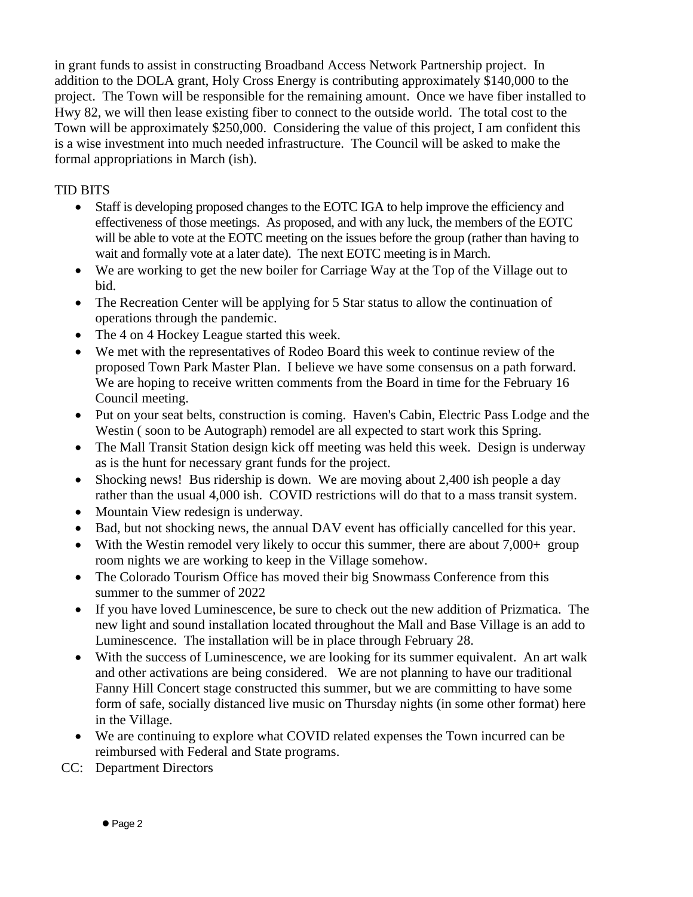in grant funds to assist in constructing Broadband Access Network Partnership project. In addition to the DOLA grant, Holy Cross Energy is contributing approximately $140,000 to the project. The Town will be responsible for the remaining amount. Once we have fiber installed to Hwy 82, we will then lease existing fiber to connect to the outside world. The total cost to the Town will be approximately $250,000. Considering the value of this project, I am confident this is a wise investment into much needed infrastructure. The Council will be asked to make the formal appropriations in March (ish).

TID BITS

- Staff is developing proposed changes to the EOTC IGA to help improve the efficiency and effectiveness of those meetings. As proposed, and with any luck, the members of the EOTC will be able to vote at the EOTC meeting on the issues before the group (rather than having to wait and formally vote at a later date). The next EOTC meeting is in March.
- We are working to get the new boiler for Carriage Way at the Top of the Village out to bid.
- The Recreation Center will be applying for 5 Star status to allow the continuation of operations through the pandemic.
- The 4 on 4 Hockey League started this week.
- We met with the representatives of Rodeo Board this week to continue review of the proposed Town Park Master Plan. I believe we have some consensus on a path forward. We are hoping to receive written comments from the Board in time for the February 16 Council meeting.
- Put on your seat belts, construction is coming. Haven's Cabin, Electric Pass Lodge and the Westin ( soon to be Autograph) remodel are all expected to start work this Spring.
- The Mall Transit Station design kick off meeting was held this week. Design is underway as is the hunt for necessary grant funds for the project.
- Shocking news! Bus ridership is down. We are moving about 2,400 ish people a day rather than the usual 4,000 ish. COVID restrictions will do that to a mass transit system.
- Mountain View redesign is underway.
- Bad, but not shocking news, the annual DAV event has officially cancelled for this year.
- With the Westin remodel very likely to occur this summer, there are about 7,000+ group room nights we are working to keep in the Village somehow.
- The Colorado Tourism Office has moved their big Snowmass Conference from this summer to the summer of 2022
- If you have loved Luminescence, be sure to check out the new addition of Prizmatica. The new light and sound installation located throughout the Mall and Base Village is an add to Luminescence. The installation will be in place through February 28.
- With the success of Luminescence, we are looking for its summer equivalent. An art walk and other activations are being considered. We are not planning to have our traditional Fanny Hill Concert stage constructed this summer, but we are committing to have some form of safe, socially distanced live music on Thursday nights (in some other format) here in the Village.
- We are continuing to explore what COVID related expenses the Town incurred can be reimbursed with Federal and State programs.

CC: Department Directors